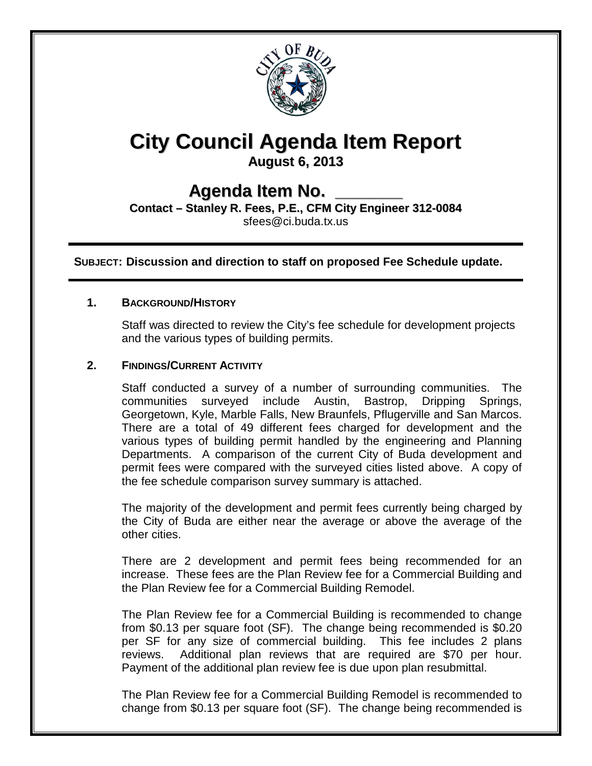# City Council Agenda Item Report

**August 6, 2013**

## Agenda Item No. _______

**Contact – Stanley R. Fees, P.E., CFM City Engineer 312-0084**
sfees@ci.buda.tx.us

**SUBJECT: Discussion and direction to staff on proposed Fee Schedule update.**

### 1. BACKGROUND/HISTORY

Staff was directed to review the City's fee schedule for development projects and the various types of building permits.

### 2. FINDINGS/CURRENT ACTIVITY

Staff conducted a survey of a number of surrounding communities. The communities surveyed include Austin, Bastrop, Dripping Springs, Georgetown, Kyle, Marble Falls, New Braunfels, Pflugerville and San Marcos. There are a total of 49 different fees charged for development and the various types of building permit handled by the engineering and Planning Departments. A comparison of the current City of Buda development and permit fees were compared with the surveyed cities listed above. A copy of the fee schedule comparison survey summary is attached.

The majority of the development and permit fees currently being charged by the City of Buda are either near the average or above the average of the other cities.

There are 2 development and permit fees being recommended for an increase. These fees are the Plan Review fee for a Commercial Building and the Plan Review fee for a Commercial Building Remodel.

The Plan Review fee for a Commercial Building is recommended to change from $0.13 per square foot (SF). The change being recommended is $0.20 per SF for any size of commercial building. This fee includes 2 plans reviews. Additional plan reviews that are required are $70 per hour. Payment of the additional plan review fee is due upon plan resubmittal.

The Plan Review fee for a Commercial Building Remodel is recommended to change from $0.13 per square foot (SF). The change being recommended is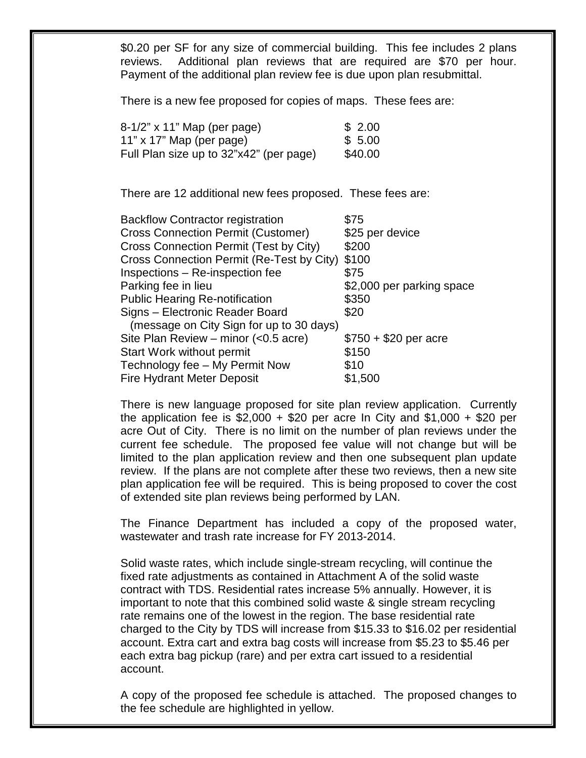$0.20 per SF for any size of commercial building. This fee includes 2 plans reviews. Additional plan reviews that are required are $70 per hour. Payment of the additional plan review fee is due upon plan resubmittal.

There is a new fee proposed for copies of maps. These fees are:

| | |
|---|---|
| 8-1/2" x 11" Map (per page) | $ 2.00 |
| 11" x 17" Map (per page) | $ 5.00 |
| Full Plan size up to 32"x42" (per page) | $40.00 |

There are 12 additional new fees proposed. These fees are:

| | |
|---|---|
| Backflow Contractor registration | $75 |
| Cross Connection Permit (Customer) | $25 per device |
| Cross Connection Permit (Test by City) | $200 |
| Cross Connection Permit (Re-Test by City) | $100 |
| Inspections – Re-inspection fee | $75 |
| Parking fee in lieu | $2,000 per parking space |
| Public Hearing Re-notification | $350 |
| Signs – Electronic Reader Board (message on City Sign for up to 30 days) | $20 |
| Site Plan Review – minor (<0.5 acre) | $750 + $20 per acre |
| Start Work without permit | $150 |
| Technology fee – My Permit Now | $10 |
| Fire Hydrant Meter Deposit | $1,500 |

There is new language proposed for site plan review application. Currently the application fee is $2,000 + $20 per acre In City and $1,000 + $20 per acre Out of City. There is no limit on the number of plan reviews under the current fee schedule. The proposed fee value will not change but will be limited to the plan application review and then one subsequent plan update review. If the plans are not complete after these two reviews, then a new site plan application fee will be required. This is being proposed to cover the cost of extended site plan reviews being performed by LAN.

The Finance Department has included a copy of the proposed water, wastewater and trash rate increase for FY 2013-2014.

Solid waste rates, which include single-stream recycling, will continue the fixed rate adjustments as contained in Attachment A of the solid waste contract with TDS. Residential rates increase 5% annually. However, it is important to note that this combined solid waste & single stream recycling rate remains one of the lowest in the region. The base residential rate charged to the City by TDS will increase from $15.33 to $16.02 per residential account. Extra cart and extra bag costs will increase from $5.23 to $5.46 per each extra bag pickup (rare) and per extra cart issued to a residential account.

A copy of the proposed fee schedule is attached. The proposed changes to the fee schedule are highlighted in yellow.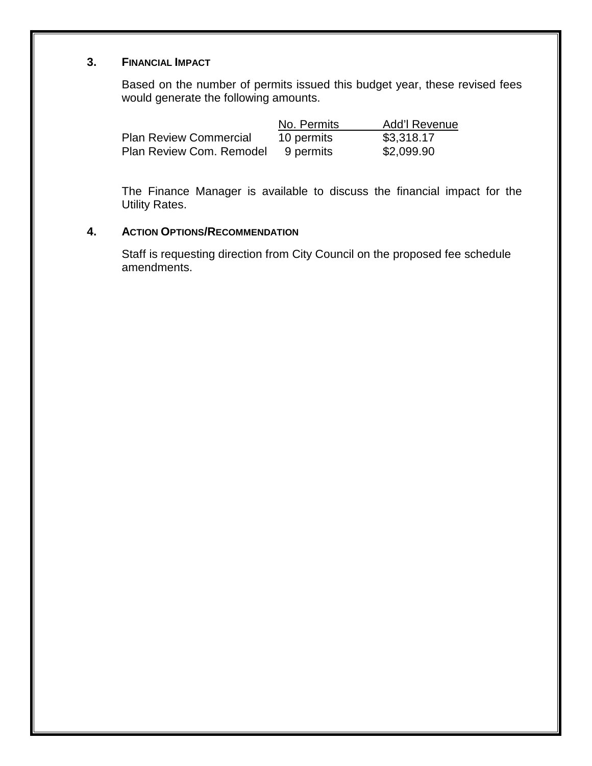## 3. FINANCIAL IMPACT

Based on the number of permits issued this budget year, these revised fees would generate the following amounts.

| | No. Permits | Add'l Revenue |
|---|---|---|
| Plan Review Commercial | 10 permits | $3,318.17 |
| Plan Review Com. Remodel | 9 permits | $2,099.90 |

The Finance Manager is available to discuss the financial impact for the Utility Rates.

## 4. ACTION OPTIONS/RECOMMENDATION

Staff is requesting direction from City Council on the proposed fee schedule amendments.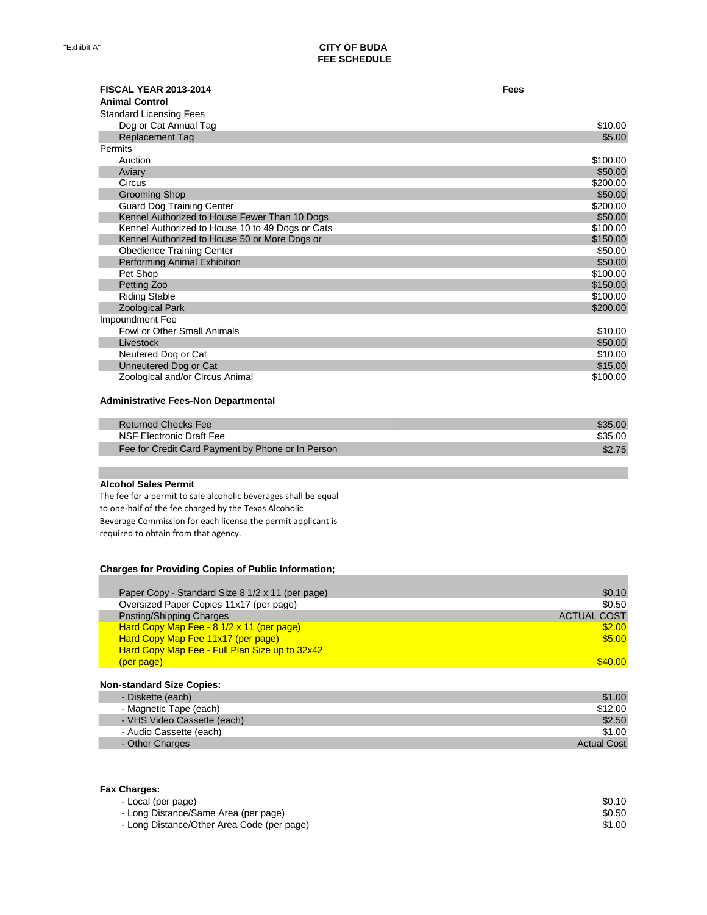"Exhibit A"

# CITY OF BUDA
# FEE SCHEDULE

| FISCAL YEAR 2013-2014 | Fees |
|---|---|
| **Animal Control** | |
| Standard Licensing Fees | |
| Dog or Cat Annual Tag | $10.00 |
| Replacement Tag | $5.00 |
| Permits | |
| Auction | $100.00 |
| Aviary | $50.00 |
| Circus | $200.00 |
| Grooming Shop | $50.00 |
| Guard Dog Training Center | $200.00 |
| Kennel Authorized to House Fewer Than 10 Dogs | $50.00 |
| Kennel Authorized to House 10 to 49 Dogs or Cats | $100.00 |
| Kennel Authorized to House 50 or More Dogs or | $150.00 |
| Obedience Training Center | $50.00 |
| Performing Animal Exhibition | $50.00 |
| Pet Shop | $100.00 |
| Petting Zoo | $150.00 |
| Riding Stable | $100.00 |
| Zoological Park | $200.00 |
| Impoundment Fee | |
| Fowl or Other Small Animals | $10.00 |
| Livestock | $50.00 |
| Neutered Dog or Cat | $10.00 |
| Unneutered Dog or Cat | $15.00 |
| Zoological and/or Circus Animal | $100.00 |

### Administrative Fees-Non Departmental

| | |
|---|---|
| Returned Checks Fee | $35.00 |
| NSF Electronic Draft Fee | $35.00 |
| Fee for Credit Card Payment by Phone or In Person | $2.75 |

### Alcohol Sales Permit

The fee for a permit to sale alcoholic beverages shall be equal to one-half of the fee charged by the Texas Alcoholic Beverage Commission for each license the permit applicant is required to obtain from that agency.

### Charges for Providing Copies of Public Information;

| | |
|---|---|
| Paper Copy - Standard Size 8 1/2 x 11 (per page) | $0.10 |
| Oversized Paper Copies 11x17 (per page) | $0.50 |
| Posting/Shipping Charges | ACTUAL COST |
| Hard Copy Map Fee - 8 1/2 x 11 (per page) | $2.00 |
| Hard Copy Map Fee 11x17 (per page) | $5.00 |
| Hard Copy Map Fee - Full Plan Size up to 32x42 (per page) | $40.00 |

### Non-standard Size Copies:

| | |
|---|---|
| - Diskette (each) | $1.00 |
| - Magnetic Tape (each) | $12.00 |
| - VHS Video Cassette (each) | $2.50 |
| - Audio Cassette (each) | $1.00 |
| - Other Charges | Actual Cost |

### Fax Charges:

| | |
|---|---|
| - Local (per page) | $0.10 |
| - Long Distance/Same Area (per page) | $0.50 |
| - Long Distance/Other Area Code (per page) | $1.00 |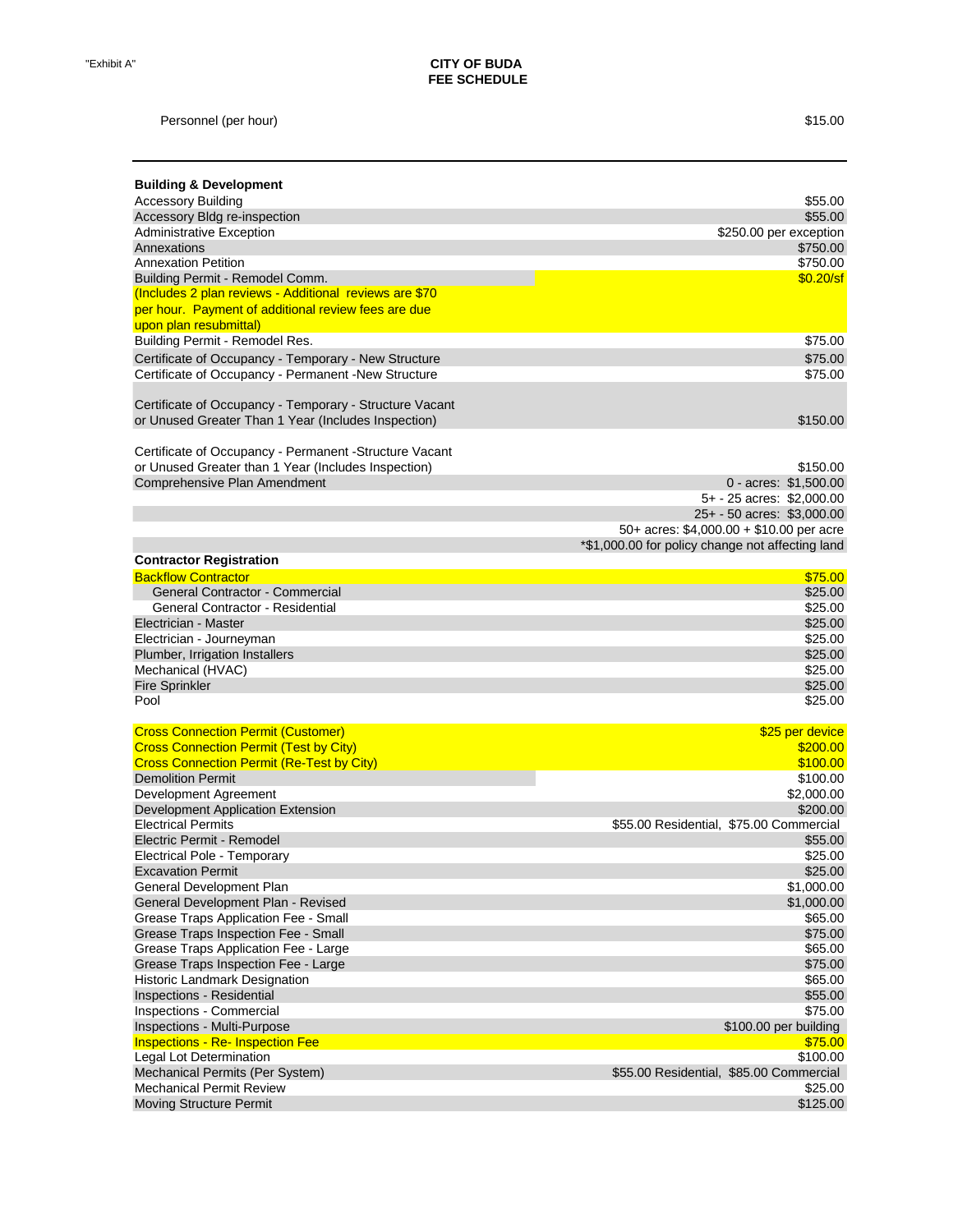"Exhibit A"

**CITY OF BUDA**
**FEE SCHEDULE**

| | |
|---|---|
| Personnel (per hour) | $15.00 |

| | |
|---|---|
| **Building & Development** | |
| Accessory Building | $55.00 |
| Accessory Bldg re-inspection | $55.00 |
| Administrative Exception | $250.00 per exception |
| Annexations | $750.00 |
| Annexation Petition | $750.00 |
| Building Permit - Remodel Comm. (Includes 2 plan reviews - Additional reviews are $70 per hour. Payment of additional review fees are due upon plan resubmittal) | $0.20/sf |
| Building Permit - Remodel Res. | $75.00 |
| Certificate of Occupancy - Temporary - New Structure | $75.00 |
| Certificate of Occupancy - Permanent -New Structure | $75.00 |
| Certificate of Occupancy - Temporary - Structure Vacant or Unused Greater Than 1 Year (Includes Inspection) | $150.00 |
| Certificate of Occupancy - Permanent -Structure Vacant or Unused Greater than 1 Year (Includes Inspection) | $150.00 |
| Comprehensive Plan Amendment | 0 - acres: $1,500.00 |
| | 5+ - 25 acres: $2,000.00 |
| | 25+ - 50 acres: $3,000.00 |
| | 50+ acres: $4,000.00 + $10.00 per acre |
| | *$1,000.00 for policy change not affecting land |
| **Contractor Registration** | |
| Backflow Contractor | $75.00 |
| General Contractor - Commercial | $25.00 |
| General Contractor - Residential | $25.00 |
| Electrician - Master | $25.00 |
| Electrician - Journeyman | $25.00 |
| Plumber, Irrigation Installers | $25.00 |
| Mechanical (HVAC) | $25.00 |
| Fire Sprinkler | $25.00 |
| Pool | $25.00 |
| Cross Connection Permit (Customer) | $25 per device |
| Cross Connection Permit (Test by City) | $200.00 |
| Cross Connection Permit (Re-Test by City) | $100.00 |
| Demolition Permit | $100.00 |
| Development Agreement | $2,000.00 |
| Development Application Extension | $200.00 |
| Electrical Permits | $55.00 Residential, $75.00 Commercial |
| Electric Permit - Remodel | $55.00 |
| Electrical Pole - Temporary | $25.00 |
| Excavation Permit | $25.00 |
| General Development Plan | $1,000.00 |
| General Development Plan - Revised | $1,000.00 |
| Grease Traps Application Fee - Small | $65.00 |
| Grease Traps Inspection Fee - Small | $75.00 |
| Grease Traps Application Fee - Large | $65.00 |
| Grease Traps Inspection Fee - Large | $75.00 |
| Historic Landmark Designation | $65.00 |
| Inspections - Residential | $55.00 |
| Inspections - Commercial | $75.00 |
| Inspections - Multi-Purpose | $100.00 per building |
| Inspections - Re- Inspection Fee | $75.00 |
| Legal Lot Determination | $100.00 |
| Mechanical Permits (Per System) | $55.00 Residential, $85.00 Commercial |
| Mechanical Permit Review | $25.00 |
| Moving Structure Permit | $125.00 |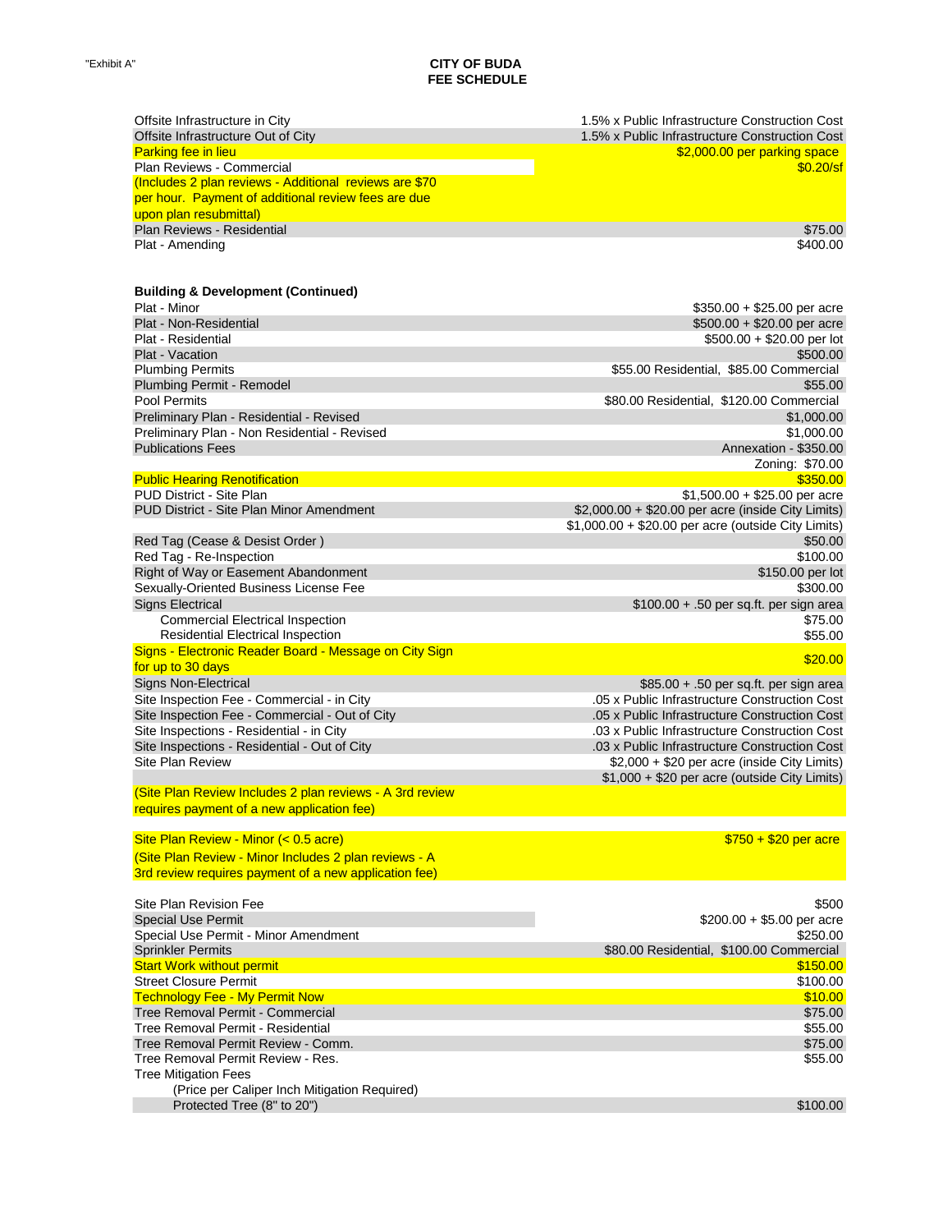"Exhibit A"

**CITY OF BUDA**
**FEE SCHEDULE**

| | |
|---|---|
| Offsite Infrastructure in City | 1.5% x Public Infrastructure Construction Cost |
| Offsite Infrastructure Out of City | 1.5% x Public Infrastructure Construction Cost |
| Parking fee in lieu | $2,000.00 per parking space |
| Plan Reviews - Commercial | $0.20/sf |
| (Includes 2 plan reviews - Additional reviews are $70 per hour. Payment of additional review fees are due upon plan resubmittal) | |
| Plan Reviews - Residential | $75.00 |
| Plat - Amending | $400.00 |

**Building & Development (Continued)**

| | |
|---|---|
| Plat - Minor | $350.00 + $25.00 per acre |
| Plat - Non-Residential | $500.00 + $20.00 per acre |
| Plat - Residential | $500.00 + $20.00 per lot |
| Plat - Vacation | $500.00 |
| Plumbing Permits | $55.00 Residential, $85.00 Commercial |
| Plumbing Permit - Remodel | $55.00 |
| Pool Permits | $80.00 Residential, $120.00 Commercial |
| Preliminary Plan - Residential - Revised | $1,000.00 |
| Preliminary Plan - Non Residential - Revised | $1,000.00 |
| Publications Fees | Annexation - $350.00 |
| | Zoning: $70.00 |
| Public Hearing Renotification | $350.00 |
| PUD District - Site Plan | $1,500.00 + $25.00 per acre |
| PUD District - Site Plan Minor Amendment | $2,000.00 + $20.00 per acre (inside City Limits) |
| | $1,000.00 + $20.00 per acre (outside City Limits) |
| Red Tag (Cease & Desist Order ) | $50.00 |
| Red Tag - Re-Inspection | $100.00 |
| Right of Way or Easement Abandonment | $150.00 per lot |
| Sexually-Oriented Business License Fee | $300.00 |
| Signs Electrical | $100.00 + .50 per sq.ft. per sign area |
| Commercial Electrical Inspection | $75.00 |
| Residential Electrical Inspection | $55.00 |
| Signs - Electronic Reader Board - Message on City Sign for up to 30 days | $20.00 |
| Signs Non-Electrical | $85.00 + .50 per sq.ft. per sign area |
| Site Inspection Fee - Commercial - in City | .05 x Public Infrastructure Construction Cost |
| Site Inspection Fee - Commercial - Out of City | .05 x Public Infrastructure Construction Cost |
| Site Inspections - Residential - in City | .03 x Public Infrastructure Construction Cost |
| Site Inspections - Residential - Out of City | .03 x Public Infrastructure Construction Cost |
| Site Plan Review | $2,000 + $20 per acre (inside City Limits) |
| | $1,000 + $20 per acre (outside City Limits) |
| (Site Plan Review Includes 2 plan reviews - A 3rd review requires payment of a new application fee) | |
| Site Plan Review - Minor (< 0.5 acre) | $750 + $20 per acre |
| (Site Plan Review - Minor Includes 2 plan reviews - A 3rd review requires payment of a new application fee) | |
| Site Plan Revision Fee | $500 |
| Special Use Permit | $200.00 + $5.00 per acre |
| Special Use Permit - Minor Amendment | $250.00 |
| Sprinkler Permits | $80.00 Residential, $100.00 Commercial |
| Start Work without permit | $150.00 |
| Street Closure Permit | $100.00 |
| Technology Fee - My Permit Now | $10.00 |
| Tree Removal Permit - Commercial | $75.00 |
| Tree Removal Permit - Residential | $55.00 |
| Tree Removal Permit Review - Comm. | $75.00 |
| Tree Removal Permit Review - Res. | $55.00 |
| Tree Mitigation Fees | |
| (Price per Caliper Inch Mitigation Required) | |
| Protected Tree (8" to 20") | $100.00 |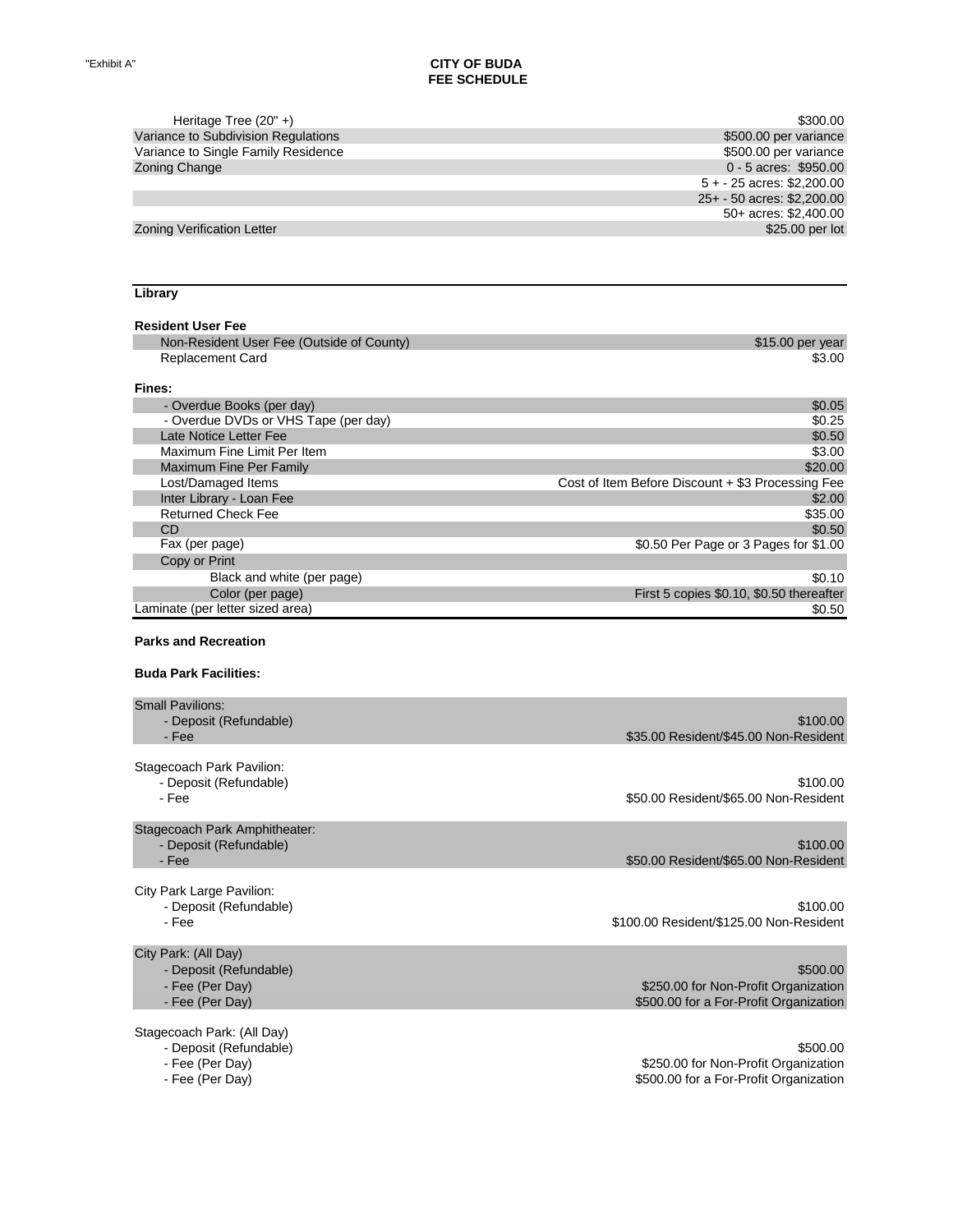"Exhibit A"

# CITY OF BUDA
## FEE SCHEDULE

| | |
|---|---|
| Heritage Tree (20" +) | $300.00 |
| Variance to Subdivision Regulations | $500.00 per variance |
| Variance to Single Family Residence | $500.00 per variance |
| Zoning Change | 0 - 5 acres: $950.00 |
| | 5 + - 25 acres: $2,200.00 |
| | 25+ - 50 acres: $2,200.00 |
| | 50+ acres: $2,400.00 |
| Zoning Verification Letter | $25.00 per lot |

## Library

**Resident User Fee**

| | |
|---|---|
| Non-Resident User Fee (Outside of County) | $15.00 per year |
| Replacement Card | $3.00 |

**Fines:**

| | |
|---|---|
| - Overdue Books (per day) | $0.05 |
| - Overdue DVDs or VHS Tape (per day) | $0.25 |
| Late Notice Letter Fee | $0.50 |
| Maximum Fine Limit Per Item | $3.00 |
| Maximum Fine Per Family | $20.00 |
| Lost/Damaged Items | Cost of Item Before Discount + $3 Processing Fee |
| Inter Library - Loan Fee | $2.00 |
| Returned Check Fee | $35.00 |
| CD | $0.50 |
| Fax (per page) | $0.50 Per Page or 3 Pages for $1.00 |
| Copy or Print | |
| Black and white (per page) | $0.10 |
| Color (per page) | First 5 copies $0.10, $0.50 thereafter |
| Laminate (per letter sized area) | $0.50 |

## Parks and Recreation

**Buda Park Facilities:**

| | |
|---|---|
| Small Pavilions: | |
| - Deposit (Refundable) | $100.00 |
| - Fee | $35.00 Resident/$45.00 Non-Resident |
| Stagecoach Park Pavilion: | |
| - Deposit (Refundable) | $100.00 |
| - Fee | $50.00 Resident/$65.00 Non-Resident |
| Stagecoach Park Amphitheater: | |
| - Deposit (Refundable) | $100.00 |
| - Fee | $50.00 Resident/$65.00 Non-Resident |
| City Park Large Pavilion: | |
| - Deposit (Refundable) | $100.00 |
| - Fee | $100.00 Resident/$125.00 Non-Resident |
| City Park: (All Day) | |
| - Deposit (Refundable) | $500.00 |
| - Fee (Per Day) | $250.00 for Non-Profit Organization |
| - Fee (Per Day) | $500.00 for a For-Profit Organization |
| Stagecoach Park: (All Day) | |
| - Deposit (Refundable) | $500.00 |
| - Fee (Per Day) | $250.00 for Non-Profit Organization |
| - Fee (Per Day) | $500.00 for a For-Profit Organization |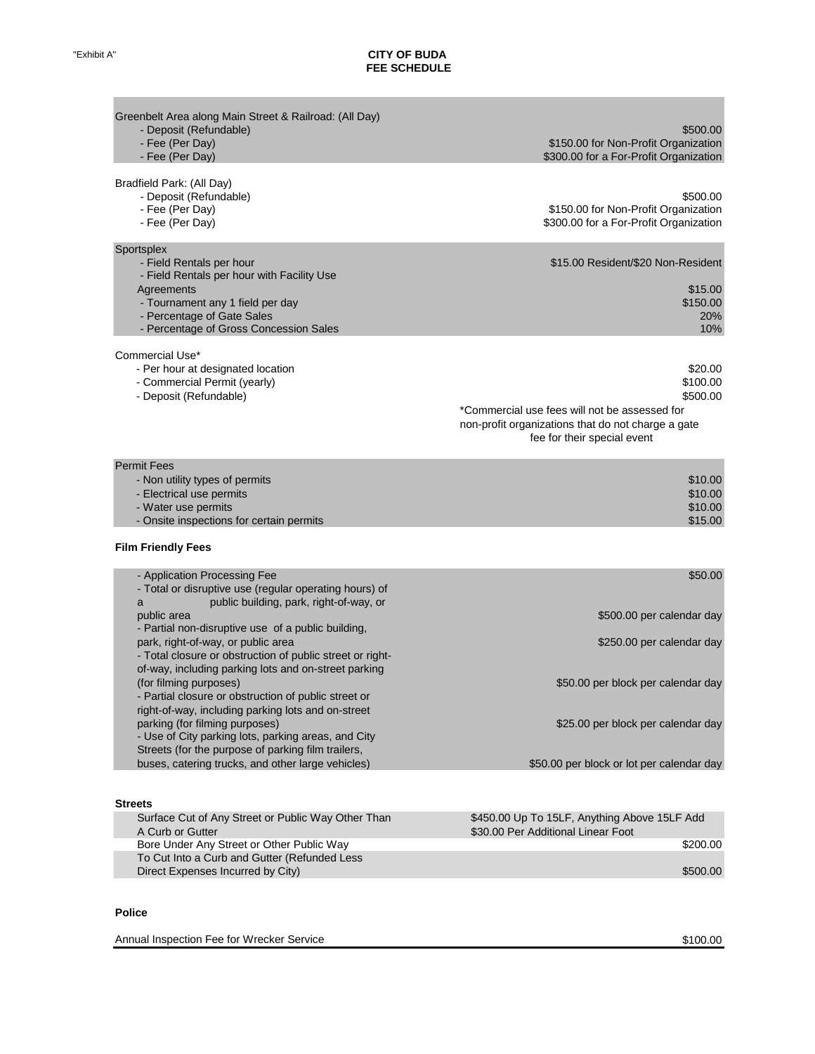"Exhibit A"

**CITY OF BUDA**
**FEE SCHEDULE**

| | |
|---|---|
| Greenbelt Area along Main Street & Railroad: (All Day) | |
| - Deposit (Refundable) | $500.00 |
| - Fee (Per Day) | $150.00 for Non-Profit Organization |
| - Fee (Per Day) | $300.00 for a For-Profit Organization |
| | |
| Bradfield Park: (All Day) | |
| - Deposit (Refundable) | $500.00 |
| - Fee (Per Day) | $150.00 for Non-Profit Organization |
| - Fee (Per Day) | $300.00 for a For-Profit Organization |
| | |
| Sportsplex | |
| - Field Rentals per hour | $15.00 Resident/$20 Non-Resident |
| - Field Rentals per hour with Facility Use Agreements | $15.00 |
| - Tournament any 1 field per day | $150.00 |
| - Percentage of Gate Sales | 20% |
| - Percentage of Gross Concession Sales | 10% |
| | |
| Commercial Use* | |
| - Per hour at designated location | $20.00 |
| - Commercial Permit (yearly) | $100.00 |
| - Deposit (Refundable) | $500.00 |
| | *Commercial use fees will not be assessed for non-profit organizations that do not charge a gate fee for their special event |
| | |
| Permit Fees | |
| - Non utility types of permits | $10.00 |
| - Electrical use permits | $10.00 |
| - Water use permits | $10.00 |
| - Onsite inspections for certain permits | $15.00 |

**Film Friendly Fees**

| | |
|---|---|
| - Application Processing Fee | $50.00 |
| - Total or disruptive use (regular operating hours) of a public building, park, right-of-way, or public area | $500.00 per calendar day |
| - Partial non-disruptive use of a public building, park, right-of-way, or public area | $250.00 per calendar day |
| - Total closure or obstruction of public street or right-of-way, including parking lots and on-street parking (for filming purposes) | $50.00 per block per calendar day |
| - Partial closure or obstruction of public street or right-of-way, including parking lots and on-street parking (for filming purposes) | $25.00 per block per calendar day |
| - Use of City parking lots, parking areas, and City Streets (for the purpose of parking film trailers, buses, catering trucks, and other large vehicles) | $50.00 per block or lot per calendar day |

**Streets**

| | |
|---|---|
| Surface Cut of Any Street or Public Way Other Than A Curb or Gutter | $450.00 Up To 15LF, Anything Above 15LF Add $30.00 Per Additional Linear Foot |
| Bore Under Any Street or Other Public Way | $200.00 |
| To Cut Into a Curb and Gutter (Refunded Less Direct Expenses Incurred by City) | $500.00 |

**Police**

| | |
|---|---|
| Annual Inspection Fee for Wrecker Service | $100.00 |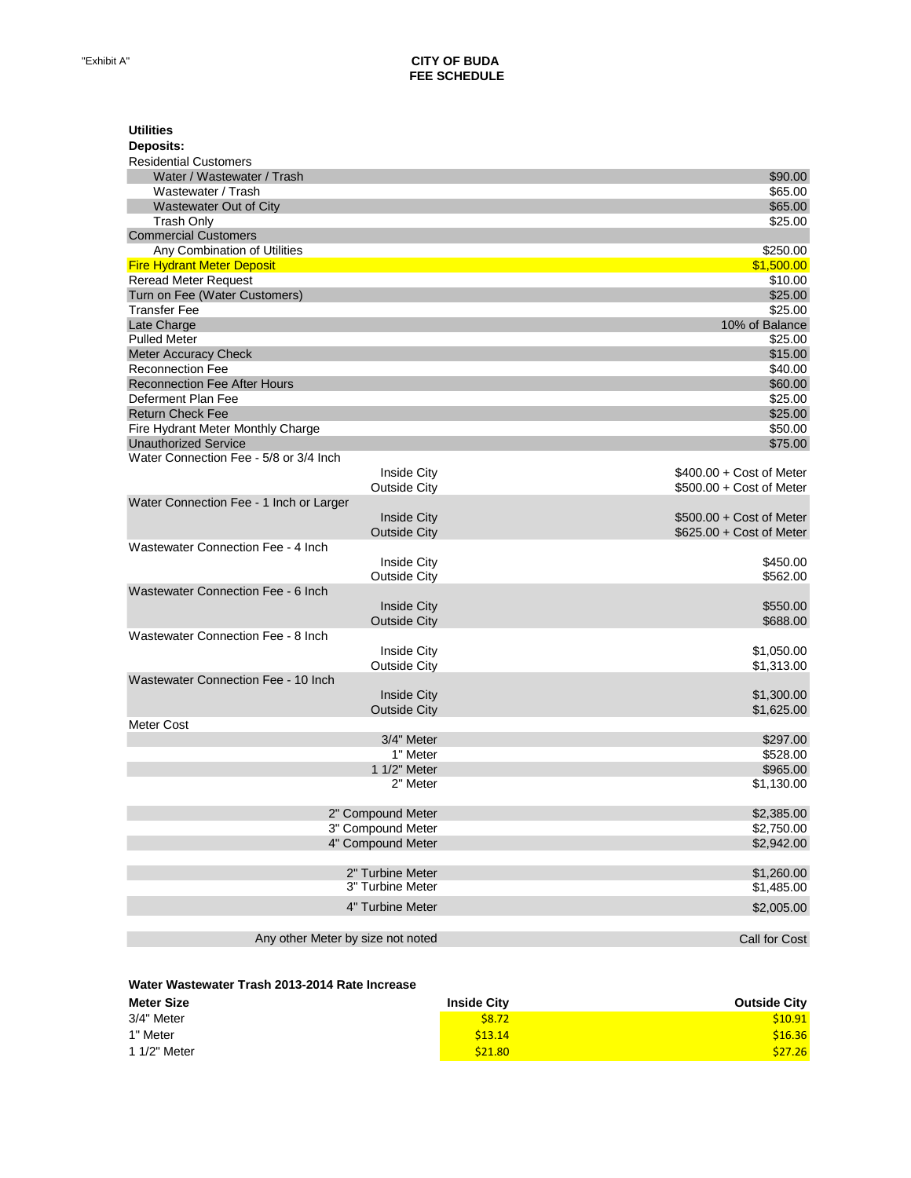"Exhibit A"

# CITY OF BUDA
## FEE SCHEDULE

**Utilities**

**Deposits:**

| | | |
|---|---|---|
| Residential Customers | | |
| Water / Wastewater / Trash | | $90.00 |
| Wastewater / Trash | | $65.00 |
| Wastewater Out of City | | $65.00 |
| Trash Only | | $25.00 |
| Commercial Customers | | |
| Any Combination of Utilities | | $250.00 |
| Fire Hydrant Meter Deposit | | $1,500.00 |
| Reread Meter Request | | $10.00 |
| Turn on Fee (Water Customers) | | $25.00 |
| Transfer Fee | | $25.00 |
| Late Charge | | 10% of Balance |
| Pulled Meter | | $25.00 |
| Meter Accuracy Check | | $15.00 |
| Reconnection Fee | | $40.00 |
| Reconnection Fee After Hours | | $60.00 |
| Deferment Plan Fee | | $25.00 |
| Return Check Fee | | $25.00 |
| Fire Hydrant Meter Monthly Charge | | $50.00 |
| Unauthorized Service | | $75.00 |
| Water Connection Fee - 5/8 or 3/4 Inch | | |
| | Inside City | $400.00 + Cost of Meter |
| | Outside City | $500.00 + Cost of Meter |
| Water Connection Fee - 1 Inch or Larger | | |
| | Inside City | $500.00 + Cost of Meter |
| | Outside City | $625.00 + Cost of Meter |
| Wastewater Connection Fee - 4 Inch | | |
| | Inside City | $450.00 |
| | Outside City | $562.00 |
| Wastewater Connection Fee - 6 Inch | | |
| | Inside City | $550.00 |
| | Outside City | $688.00 |
| Wastewater Connection Fee - 8 Inch | | |
| | Inside City | $1,050.00 |
| | Outside City | $1,313.00 |
| Wastewater Connection Fee - 10 Inch | | |
| | Inside City | $1,300.00 |
| | Outside City | $1,625.00 |
| Meter Cost | | |
| | 3/4" Meter | $297.00 |
| | 1" Meter | $528.00 |
| | 1 1/2" Meter | $965.00 |
| | 2" Meter | $1,130.00 |
| | 2" Compound Meter | $2,385.00 |
| | 3" Compound Meter | $2,750.00 |
| | 4" Compound Meter | $2,942.00 |
| | 2" Turbine Meter | $1,260.00 |
| | 3" Turbine Meter | $1,485.00 |
| | 4" Turbine Meter | $2,005.00 |
| | Any other Meter by size not noted | Call for Cost |

**Water Wastewater Trash 2013-2014 Rate Increase**

| Meter Size | Inside City | Outside City |
|---|---|---|
| 3/4" Meter | $8.72 | $10.91 |
| 1" Meter | $13.14 | $16.36 |
| 1 1/2" Meter | $21.80 | $27.26 |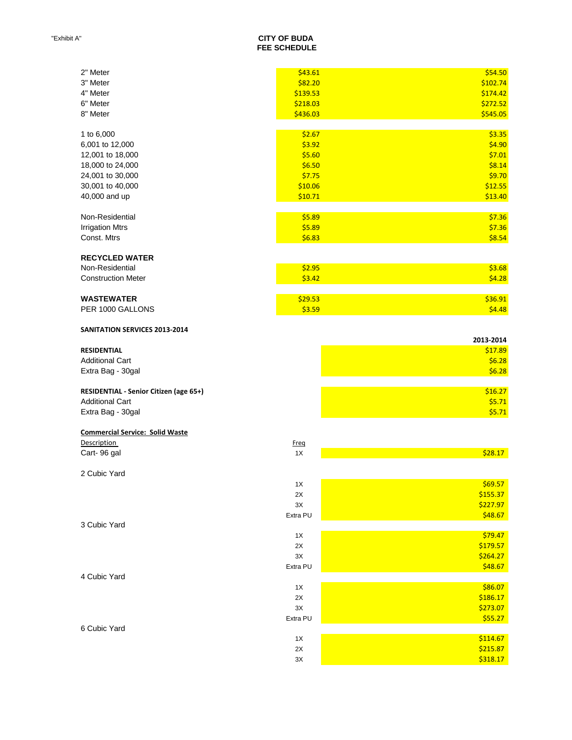"Exhibit A"

**CITY OF BUDA**
**FEE SCHEDULE**

| | | |
|---|---|---|
| 2" Meter | $43.61 | $54.50 |
| 3" Meter | $82.20 | $102.74 |
| 4" Meter | $139.53 | $174.42 |
| 6" Meter | $218.03 | $272.52 |
| 8" Meter | $436.03 | $545.05 |
| | | |
| 1 to 6,000 | $2.67 | $3.35 |
| 6,001 to 12,000 | $3.92 | $4.90 |
| 12,001 to 18,000 | $5.60 | $7.01 |
| 18,000 to 24,000 | $6.50 | $8.14 |
| 24,001 to 30,000 | $7.75 | $9.70 |
| 30,001 to 40,000 | $10.06 | $12.55 |
| 40,000 and up | $10.71 | $13.40 |
| | | |
| Non-Residential | $5.89 | $7.36 |
| Irrigation Mtrs | $5.89 | $7.36 |
| Const. Mtrs | $6.83 | $8.54 |
| | | |
| **RECYCLED WATER** | | |
| Non-Residential | $2.95 | $3.68 |
| Construction Meter | $3.42 | $4.28 |
| | | |
| **WASTEWATER** | $29.53 | $36.91 |
| PER 1000 GALLONS | $3.59 | $4.48 |

**SANITATION SERVICES 2013-2014**

| | | **2013-2014** |
|---|---|---|
| **RESIDENTIAL** | | $17.89 |
| Additional Cart | | $6.28 |
| Extra Bag - 30gal | | $6.28 |
| | | |
| **RESIDENTIAL - Senior Citizen (age 65+)** | | $16.27 |
| Additional Cart | | $5.71 |
| Extra Bag - 30gal | | $5.71 |
| | | |
| **Commercial Service: Solid Waste** | | |
| Description | Freq | |
| Cart- 96 gal | 1X | $28.17 |
| | | |
| 2 Cubic Yard | | |
| | 1X | $69.57 |
| | 2X | $155.37 |
| | 3X | $227.97 |
| | Extra PU | $48.67 |
| 3 Cubic Yard | | |
| | 1X | $79.47 |
| | 2X | $179.57 |
| | 3X | $264.27 |
| | Extra PU | $48.67 |
| 4 Cubic Yard | | |
| | 1X | $86.07 |
| | 2X | $186.17 |
| | 3X | $273.07 |
| | Extra PU | $55.27 |
| 6 Cubic Yard | | |
| | 1X | $114.67 |
| | 2X | $215.87 |
| | 3X | $318.17 |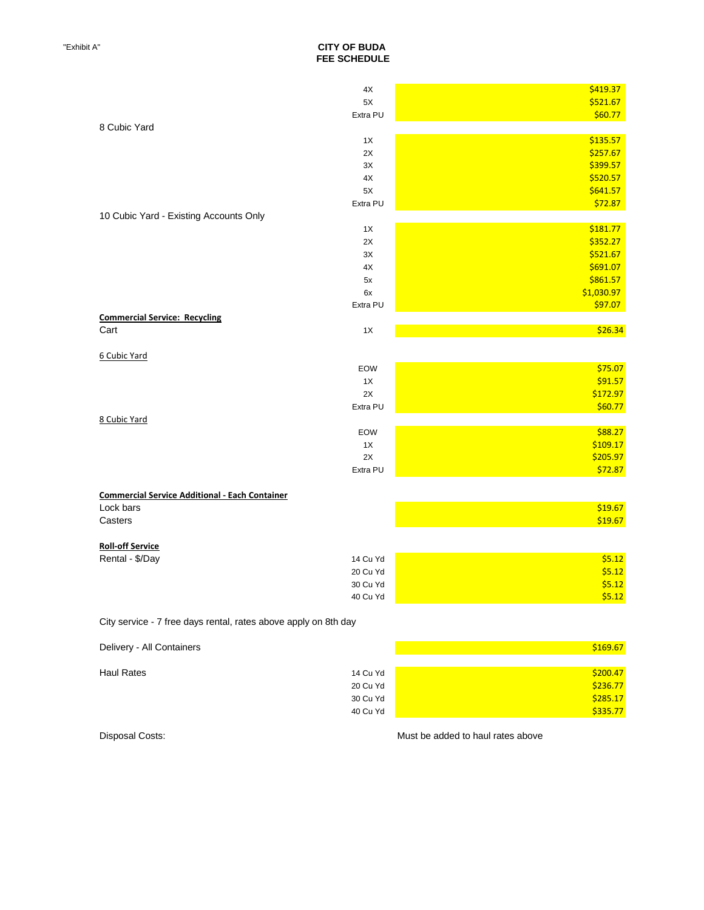"Exhibit A"

# CITY OF BUDA
## FEE SCHEDULE

| | | |
|---|---|---|
| | 4X | $419.37 |
| | 5X | $521.67 |
| | Extra PU | $60.77 |
| 8 Cubic Yard | | |
| | 1X | $135.57 |
| | 2X | $257.67 |
| | 3X | $399.57 |
| | 4X | $520.57 |
| | 5X | $641.57 |
| | Extra PU | $72.87 |
| 10 Cubic Yard - Existing Accounts Only | | |
| | 1X | $181.77 |
| | 2X | $352.27 |
| | 3X | $521.67 |
| | 4X | $691.07 |
| | 5x | $861.57 |
| | 6x | $1,030.97 |
| | Extra PU | $97.07 |
| **Commercial Service: Recycling** | | |
| Cart | 1X | $26.34 |
| 6 Cubic Yard | | |
| | EOW | $75.07 |
| | 1X | $91.57 |
| | 2X | $172.97 |
| | Extra PU | $60.77 |
| 8 Cubic Yard | | |
| | EOW | $88.27 |
| | 1X | $109.17 |
| | 2X | $205.97 |
| | Extra PU | $72.87 |
| **Commercial Service Additional - Each Container** | | |
| Lock bars | | $19.67 |
| Casters | | $19.67 |
| **Roll-off Service** | | |
| Rental - $/Day | 14 Cu Yd | $5.12 |
| | 20 Cu Yd | $5.12 |
| | 30 Cu Yd | $5.12 |
| | 40 Cu Yd | $5.12 |
| City service - 7 free days rental, rates above apply on 8th day | | |
| Delivery - All Containers | | $169.67 |
| Haul Rates | 14 Cu Yd | $200.47 |
| | 20 Cu Yd | $236.77 |
| | 30 Cu Yd | $285.17 |
| | 40 Cu Yd | $335.77 |
| Disposal Costs: | | Must be added to haul rates above |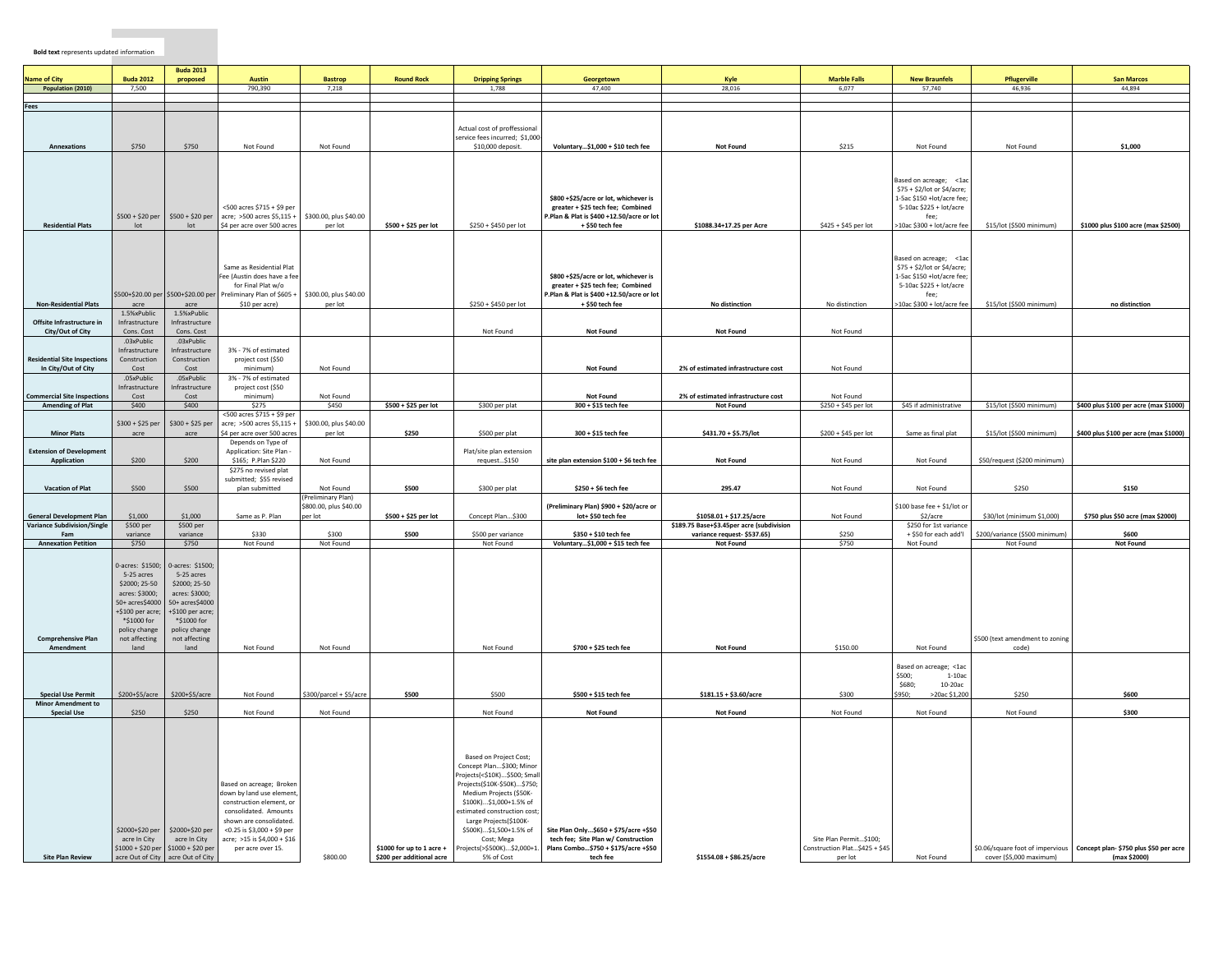**Bold text** represents updated information

| Name of City | Buda 2012 | Buda 2013 proposed | Austin | Bastrop | Round Rock | Dripping Springs | Georgetown | Kyle | Marble Falls | New Braunfels | Pflugerville | San Marcos |
|---|---|---|---|---|---|---|---|---|---|---|---|---|
| Population (2010) | 7,500 | | 790,390 | 7,218 | | 1,788 | 47,400 | 28,016 | 6,077 | 57,740 | 46,936 | 44,894 |
| | | | | | | | | | | | | |
| Fees | | | | | | | | | | | | |
| Annexations | $750 | $750 | Not Found | Not Found | | Actual cost of proffessional service fees incurred; $1,000-$10,000 deposit. | **Voluntary...$1,000 + $10 tech fee** | **Not Found** | $215 | Not Found | Not Found | **$1,000** |
| Residential Plats | $500 + $20 per lot | $500 + $20 per lot | <500 acres $715 + $9 per acre; >500 acres $5,115 + $4 per acre over 500 acres | $300.00, plus $40.00 per lot | **$500 + $25 per lot** | $250 + $450 per lot | **$800 +$25/acre or lot, whichever is greater + $25 tech fee; Combined P.Plan & Plat is $400 +12.50/acre or lot + $50 tech fee** | **$1088.34+17.25 per Acre** | $425 + $45 per lot | Based on acreage; <1ac $75 + $2/lot or $4/acre; 1-5ac $150 +lot/acre fee; 5-10ac $225 + lot/acre fee; >10ac $300 + lot/acre fee | $15/lot ($500 minimum) | **$1000 plus $100 acre (max $2500)** |
| Non-Residential Plats | $500+$20.00 per acre | $500+$20.00 per acre | Same as Residential Plat Fee (Austin does have a fee for Final Plat w/o Preliminary Plan of $605 + $10 per acre) | $300.00, plus $40.00 per lot | | $250 + $450 per lot | **$800 +$25/acre or lot, whichever is greater + $25 tech fee; Combined P.Plan & Plat is $400 +12.50/acre or lot + $50 tech fee** | **No distinction** | No distinction | Based on acreage; <1ac $75 + $2/lot or $4/acre; 1-5ac $150 +lot/acre fee; 5-10ac $225 + lot/acre fee; >10ac $300 + lot/acre fee | $15/lot ($500 minimum) | **no distinction** |
| Offsite Infrastructure in City/Out of City | 1.5%xPublic Infrastructure Cons. Cost | 1.5%xPublic Infrastructure Cons. Cost | | | | Not Found | **Not Found** | **Not Found** | Not Found | | | |
| Residential Site Inspections In City/Out of City | .03xPublic Infrastructure Construction Cost | .03xPublic Infrastructure Construction Cost | 3% - 7% of estimated project cost ($50 minimum) | Not Found | | | **Not Found** | **2% of estimated infrastructure cost** | Not Found | | | |
| Commercial Site Inspections | .05xPublic Infrastructure Cost | .05xPublic Infrastructure Cost | 3% - 7% of estimated project cost ($50 minimum) | Not Found | | | **Not Found** | **2% of estimated infrastructure cost** | Not Found | | | |
| Amending of Plat | $400 | $400 | $275 | $450 | **$500 + $25 per lot** | $300 per plat | **300 + $15 tech fee** | **Not Found** | $250 + $45 per lot | $45 if administrative | $15/lot ($500 minimum) | **$400 plus $100 per acre (max $1000)** |
| Minor Plats | $300 + $25 per acre | $300 + $25 per acre | <500 acres $715 + $9 per acre; >500 acres $5,115 + $4 per acre over 500 acres | $300.00, plus $40.00 per lot | **$250** | $500 per plat | **300 + $15 tech fee** | **$431.70 + $5.75/lot** | $200 + $45 per lot | Same as final plat | $15/lot ($500 minimum) | **$400 plus $100 per acre (max $1000)** |
| Extension of Development Application | $200 | $200 | Depends on Type of Application: Site Plan - $165; P.Plan $220 | Not Found | | Plat/site plan extension request...$150 | **site plan extension $100 + $6 tech fee** | **Not Found** | Not Found | Not Found | $50/request ($200 minimum) | |
| Vacation of Plat | $500 | $500 | $275 no revised plat submitted; $55 revised plan submitted | Not Found | **$500** | $300 per plat | **$250 + $6 tech fee** | **295.47** | Not Found | Not Found | $250 | **$150** |
| General Development Plan | $1,000 | $1,000 | Same as P. Plan | (Preliminary Plan) $800.00, plus $40.00 per lot | **$500 + $25 per lot** | Concept Plan...$300 | **(Preliminary Plan) $900 + $20/acre or lot+ $50 tech fee** | **$1058.01 + $17.25/acre** | Not Found | $100 base fee + $1/lot or $2/acre | $30/lot (minimum $1,000) | **$750 plus $50 acre (max $2000)** |
| Variance Subdivision/Single Fam | $500 per variance | $500 per variance | $330 | $300 | **$500** | $500 per variance | **$350 + $10 tech fee** | **$189.75 Base+$3.45per acre (subdivision variance request- $537.65)** | $250 | $250 for 1st variance + $50 for each add'l | $200/variance ($500 minimum) | **$600** |
| Annexation Petition | $750 | $750 | Not Found | Not Found | | Not Found | **Voluntary...$1,000 + $15 tech fee** | **Not Found** | $750 | Not Found | Not Found | **Not Found** |
| Comprehensive Plan Amendment | 0-acres: $1500; 5-25 acres $2000; 25-50 acres: $3000; 50+ acres$4000 +$100 per acre; *$1000 for policy change not affecting land | 0-acres: $1500; 5-25 acres $2000; 25-50 acres: $3000; 50+ acres$4000 +$100 per acre; *$1000 for policy change not affecting land | Not Found | Not Found | | Not Found | **$700 + $25 tech fee** | **Not Found** | $150.00 | Not Found | $500 (text amendment to zoning code) | |
| Special Use Permit | $200+$5/acre | $200+$5/acre | Not Found | $300/parcel + $5/acre | **$500** | $500 | **$500 + $15 tech fee** | **$181.15 + $3.60/acre** | $300 | Based on acreage; <1ac $500; 1-10ac $680; 10-20ac $950; >20ac $1,200 | $250 | **$600** |
| Minor Amendment to Special Use | $250 | $250 | Not Found | Not Found | | Not Found | **Not Found** | **Not Found** | Not Found | Not Found | Not Found | **$300** |
| Site Plan Review | $2000+$20 per acre In City $1000 + $20 per acre Out of City | $2000+$20 per acre In City $1000 + $20 per acre Out of City | Based on acreage; Broken down by land use element, construction element, or consolidated. Amounts shown are consolidated. <0.25 is $3,000 + $9 per acre; >15 is $4,000 + $16 per acre over 15. | $800.00 | **$1000 for up to 1 acre + $200 per additional acre** | Based on Project Cost; Concept Plan...$300; Minor Projects(<$10K)...$500; Small Projects($10K-$50K)...$750; Medium Projects ($50K-$100K)...$1,000+1.5% of estimated construction cost; Large Projects($100K-$500K)...$1,500+1.5% of Cost; Mega Projects(>$500K)...$2,000+1.5% of Cost | **Site Plan Only...$650 + $75/acre +$50 tech fee; Site Plan w/ Construction Plans Combo...$750 + $175/acre +$50 tech fee** | **$1554.08 + $86.25/acre** | Site Plan Permit...$100; Construction Plat...$425 + $45 per lot | Not Found | $0.06/square foot of impervious cover ($5,000 maximum) | **Concept plan- $750 plus $50 per acre (max $2000)** |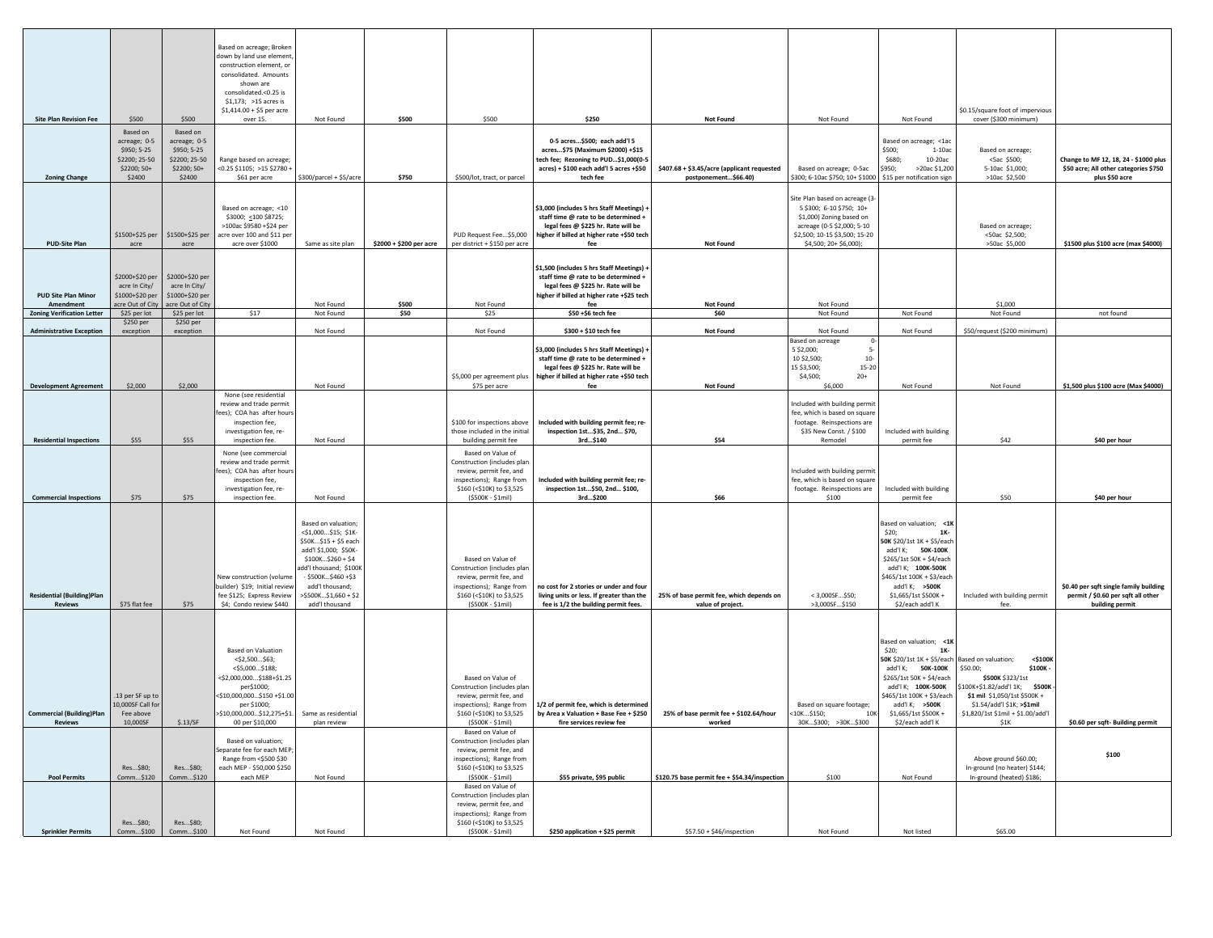| | | | | | | | | | | | | |
|---|---|---|---|---|---|---|---|---|---|---|---|---|
| **Site Plan Revision Fee** | $500 | $500 | Based on acreage; Broken down by land use element, construction element, or consolidated. Amounts shown are consolidated.<0.25 is $1,173; >15 acres is $1,414.00 + $5 per acre over 15. | Not Found | **$500** | $500 | **$250** | **Not Found** | Not Found | Not Found | $0.15/square foot of impervious cover ($300 minimum) | |
| **Zoning Change** | Based on acreage; 0-5 $950; 5-25 $2200; 25-50 $2200; 50+ $2400 | Based on acreage; 0-5 $950; 5-25 $2200; 25-50 $2200; 50+ $2400 | Range based on acreage; <0.25 $1105; >15 $2780 + $61 per acre | $300/parcel + $5/acre | **$750** | $500/lot, tract, or parcel | **0-5 acres...$500; each add'l 5 acres...$75 (Maximum $2000) +$15 tech fee; Rezoning to PUD...$1,000(0-5 acres) + $100 each add'l 5 acres +$50 tech fee** | **$407.68 + $3.45/acre (applicant requested postponement...$66.40)** | Based on acreage; 0-5ac $300; 6-10ac $750; 10+ $1000 | Based on acreage; <1ac $500; 1-10ac $680; 10-20ac $950; >20ac $1,200 $15 per notification sign | Based on acreage; <5ac $500; 5-10ac $1,000; >10ac $2,500 | **Change to MF 12, 18, 24 - $1000 plus $50 acre; All other categories $750 plus $50 acre** |
| **PUD-Site Plan** | $1500+$25 per acre | $1500+$25 per acre | Based on acreage; <10 $3000; ≤100 $8725; >100ac $9580 +$24 per acre over 100 and $11 per acre over $1000 | Same as site plan | **$2000 + $200 per acre** | PUD Request Fee...$5,000 per district + $150 per acre | **$3,000 (includes 5 hrs Staff Meetings) + staff time @ rate to be determined + legal fees @ $225 hr. Rate will be higher if billed at higher rate +$50 tech fee** | **Not Found** | Site Plan based on acreage (3-5 $300; 6-10 $750; 10+ $1,000) Zoning based on acreage (0-5 $2,000; 5-10 $2,500; 10-15 $3,500; 15-20 $4,500; 20+ $6,000); | | Based on acreage; <50ac $2,500; >50ac $5,000 | **$1500 plus $100 acre (max $4000)** |
| **PUD Site Plan Minor Amendment** | $2000+$20 per acre In City/ $1000+$20 per acre Out of City | $2000+$20 per acre In City/ $1000+$20 per acre Out of City | | Not Found | **$500** | Not Found | **$1,500 (includes 5 hrs Staff Meetings) + staff time @ rate to be determined + legal fees @ $225 hr. Rate will be higher if billed at higher rate +$25 tech fee** | **Not Found** | Not Found | | $1,000 | |
| **Zoning Verification Letter** | $25 per lot | $25 per lot | $17 | Not Found | **$50** | $25 | **$50 +$6 tech fee** | **$60** | Not Found | Not Found | Not Found | not found |
| **Administrative Exception** | $250 per exception | $250 per exception | | Not Found | | Not Found | **$300 + $10 tech fee** | **Not Found** | Not Found | Not Found | $50/request ($200 minimum) | |
| **Development Agreement** | $2,000 | $2,000 | | Not Found | | $5,000 per agreement plus $75 per acre | **$3,000 (includes 5 hrs Staff Meetings) + staff time @ rate to be determined + legal fees @ $225 hr. Rate will be higher if billed at higher rate +$50 tech fee** | **Not Found** | Based on acreage 0-5 $2,000; 5-10 $2,500; 10-15 $3,500; 15-20 $4,500; 20+ $6,000 | Not Found | Not Found | **$1,500 plus $100 acre (Max $4000)** |
| **Residential Inspections** | $55 | $55 | None (see residential review and trade permit fees); COA has after hours inspection fee, investigation fee, re-inspection fee. | Not Found | | $100 for inspections above those included in the initial building permit fee | **Included with building permit fee; re-inspection 1st...$35, 2nd... $70, 3rd...$140** | **$54** | Included with building permit fee, which is based on square footage. Reinspections are $35 New Const. / $100 Remodel | Included with building permit fee | $42 | **$40 per hour** |
| **Commercial Inspections** | $75 | $75 | None (see commercial review and trade permit fees); COA has after hours inspection fee, investigation fee, re-inspection fee. | Not Found | | Based on Value of Construction (includes plan review, permit fee, and inspections); Range from $160 (<$10K) to $3,525 ($500K - $1mil) | **Included with building permit fee; re-inspection 1st...$50, 2nd... $100, 3rd...$200** | **$66** | Included with building permit fee, which is based on square footage. Reinspections are $100 | Included with building permit fee | $50 | **$40 per hour** |
| **Residential (Building)Plan Reviews** | $75 flat fee | $75 | New construction (volume builder) $19; Initial review fee $125; Express Review $4; Condo review $440 | Based on valuation; <$1,000...$15; $1K-$50K...$15 + $5 each add'l $1,000; $50K-$100K...$260 + $4 add'l thousand; $100K - $500K...$460 +$3 add'l thousand; >$500K...$1,660 + $2 add'l thousand | | Based on Value of Construction (includes plan review, permit fee, and inspections); Range from $160 (<$10K) to $3,525 ($500K - $1mil) | **no cost for 2 stories or under and four living units or less. If greater than the fee is 1/2 the building permit fees.** | **25% of base permit fee, which depends on value of project.** | < 3,000SF...$50; >3,000SF...$150 | Based on valuation; **<1K** $20; **1K-50K** $20/1st 1K + $5/each add'l K; **50K-100K** $265/1st 50K + $4/each add'l K; **100K-500K** $465/1st 100K + $3/each add'l K; **>500K** $1,665/1st $500K + $2/each add'l K | Included with building permit fee. | **$0.40 per sqft single family building permit / $0.60 per sqft all other building permit** |
| **Commercial (Building)Plan Reviews** | .13 per SF up to 10,000SF Call for Fee above 10,000SF | $.13/SF | Based on Valuation <$2,500...$63; <$5,000...$188; <$2,000,000...$188+$1.25 per$1000; <$10,000,000...$150 +$1.00 per $1000; >$10,000,000...$12,275+$1.00 per $10,000 | Same as residential plan review | | Based on Value of Construction (includes plan review, permit fee, and inspections); Range from $160 (<$10K) to $3,525 ($500K - $1mil) | **1/2 of permit fee, which is determined by Area x Valuation + Base Fee + $250 fire services review fee** | **25% of base permit fee + $102.64/hour worked** | Based on square footage; <10K...$150; 10K-30K...$300; >30K...$300 | Based on valuation; **<1K** $20; **1K-50K** $20/1st 1K + $5/each add'l K; **50K-100K** $265/1st 50K + $4/each add'l K; **100K-500K** $465/1st 100K + $3/each add'l K; **>500K** $1,665/1st $500K + $2/each add'l K | Based on valuation; **<$100K** $50.00; **$100K - $500K** $323/1st $100K+$1.82/add'l 1K; **$500K - $1 mil** $1,050/1st $500K + $1.54/add'l $1K; **>$1mil** $1,820/1st $1mil + $1.00/add'l $1K | **$0.60 per sqft- Building permit** |
| **Pool Permits** | Res...$80; Comm...$120 | Res...$80; Comm...$120 | Based on valuation; Separate fee for each MEP; Range from <$500 $30 each MEP - $50,000 $250 each MEP | Not Found | | Based on Value of Construction (includes plan review, permit fee, and inspections); Range from $160 (<$10K) to $3,525 ($500K - $1mil) | **$55 private, $95 public** | **$120.75 base permit fee + $54.34/inspection** | $100 | Not Found | Above ground $60.00; In-ground (no heater) $144; In-ground (heated) $186; | **$100** |
| **Sprinkler Permits** | Res...$80; Comm...$100 | Res...$80; Comm...$100 | Not Found | Not Found | | Based on Value of Construction (includes plan review, permit fee, and inspections); Range from $160 (<$10K) to $3,525 ($500K - $1mil) | **$250 application + $25 permit** | $57.50 + $46/inspection | Not Found | Not listed | $65.00 | |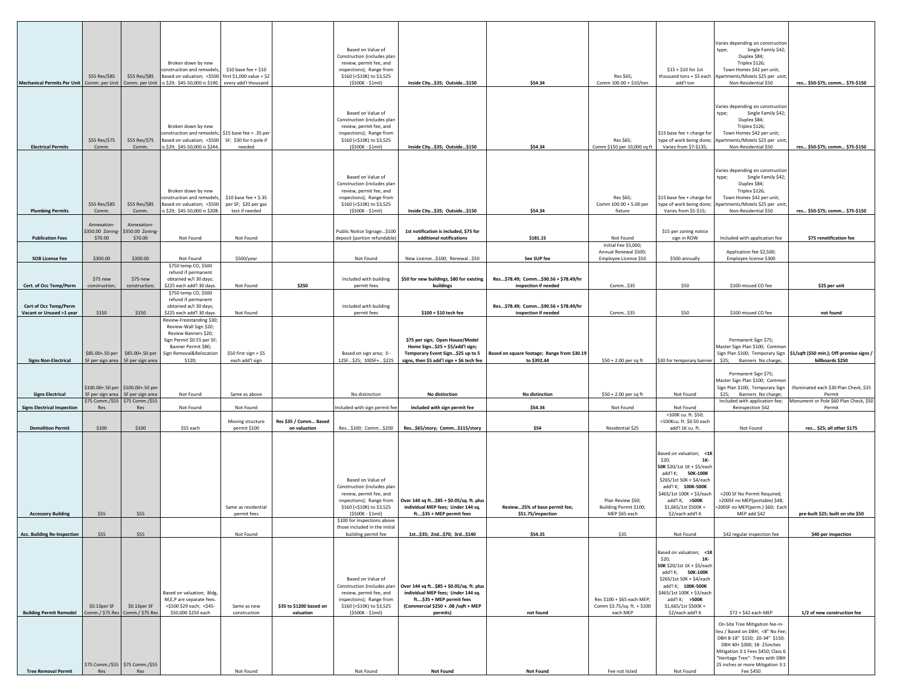| | | | | | | | | | | | | |
|---|---|---|---|---|---|---|---|---|---|---|---|---|
| **Mechanical Permits Per Unit** | $55 Res/$85 Comm. per Unit | $55 Res/$85 Comm. per Unit | Broken down by new construction and remodels; Based on valuation; <$500 is $29; $45-50,000 is $190. | $10 base fee + $10 first $1,000 value + $2 every add'l thousand | | Based on Value of Construction (includes plan review, permit fee, and inspections); Range from $160 (<$10K) to $3,525 ($500K - $1mil) | **Inside City...$35; Outside...$150** | **$54.34** | Res $65; Comm 100.00 + $10/ton | $15 + $10 for 1st thousand tons + $5 each add'l ton | Varies depending on construction type; Single Family $42; Duplex $84; Triplex $126; Town Homes $42 per unit; Apartments/Motels $25 per unit; Non-Residential $50 | **res... $50-$75; comm... $75-$150** |
| **Electrical Permits** | $55 Res/$75 Comm. | $55 Res/$75 Comm. | Broken down by new construction and remodels; Based on valuation; <$500 is $29; $45-50,000 is $244. | $15 base fee + .35 per SF; $30 for t-pole if needed | | Based on Value of Construction (includes plan review, permit fee, and inspections); Range from $160 (<$10K) to $3,525 ($500K - $1mil) | **Inside City...$35; Outside...$150** | **$54.34** | Res $65; Comm $150 per 10,000 sq ft | $15 base fee + charge for type of work being done; Varies from $7-$135; | Varies depending on construction type; Single Family $42; Duplex $84; Triplex $126; Town Homes $42 per unit; Apartments/Motels $25 per unit; Non-Residential $50 | **res... $50-$75; comm... $75-$150** |
| **Plumbing Permits** | $55 Res/$85 Comm. | $55 Res/$85 Comm. | Broken down by new construction and remodels; Based on valuation; <$500 is $29; $45-50,000 is $208. | $10 base fee + $.35 per SF; $20 per gas test if needed | | Based on Value of Construction (includes plan review, permit fee, and inspections); Range from $160 (<$10K) to $3,525 ($500K - $1mil) | **Inside City...$35; Outside...$150** | **$54.34** | Res $65; Comm 100.00 + 5.00 per fixture | $15 base fee + charge for type of work being done; Varies from $5-$15; | Varies depending on construction type; Single Family $42; Duplex $84; Triplex $126; Town Homes $42 per unit; Apartments/Motels $25 per unit; Non-Residential $50 | **res... $50-$75; comm... $75-$150** |
| **Publication Fees** | Annexation-$350.00 Zoning-$70.00 | Annexation-$350.00 Zoning-$70.00 | Not Found | Not Found | | Public Notice Signage...$100 deposit (portion refundable) | **1st notification is included, $75 for additional notifications** | **$181.15** | Not Found | $15 per zoning notice sign in ROW | Included with application fee | **$75 renotification fee** |
| **SOB License Fee** | $300.00 | $300.00 | Not Found | $500/year | | Not Found | New License...$100; Renewal...$50 | **See SUP fee** | Initial Fee $5,000; Annual Renewal $500; Employee License $50 | $500 annually | Application fee $2,500; Employee license $300 | |
| **Cert. of Occ Temp/Perm** | $75 new construction; | $75 new construction; | $750 temp CO, $500 refund if permanent obtained w/I 30 days; $225 each add'l 30 days. | Not Found | **$250** | Included with building permit fees | **$50 for new buildings, $80 for existing buildings** | **Res...$78.49; Comm...$90.56 + $78.49/hr inspection if needed** | Comm...$35 | $50 | $100 missed CO fee | **$25 per unit** |
| **Cert of Occ Temp/Perm Vacant or Unused >1 year** | $150 | $150 | $750 temp CO, $500 refund if permanent obtained w/I 30 days; $225 each add'l 30 days. | Not Found | | Included with building permit fees | **$100 + $10 tech fee** | **Res...$78.49; Comm...$90.56 + $78.49/hr inspection if needed** | Comm...$35 | $50 | $100 missed CO fee | **not found** |
| **Signs Non-Electrical** | $85.00+.50 per SF per sign area | $85.00+.50 per SF per sign area | Review-Freestanding $30; Review-Wall Sign $20; Review-Banners $20; Sign Permit $0.55 per SF; Banner Permit $80; Sign Removal&Relocation $120; | $50 first sign + $5 each add'l sign | | Based on sign area; 0 - 125F...$25; 100SF+...$225 | **$75 per sign; Open House/Model Home Sign...$25 + $5/add'l sign; Temporary Event Sign...$25 up to 5 signs, then $5 add'l sign + $6 tech fee** | **Based on square footage; Range from $30.19 to $392.44** | $50 + 2.00 per sq ft | $30 for temporary banner | Permanent Sign $75; Master Sign Plan $100; Common Sign Plan $100; Temporary Sign $25; Banners No charge; | **$1/sqft ($50 min.); Off-premise signs / billboards $250** |
| **Signs Electrical** | $100.00+.50 per SF per sign area | $100.00+.50 per SF per sign area | Not Found | Same as above | | No distinction | **No distinction** | **No distinction** | $50 + 2.00 per sq ft | Not Found | Permanent Sign $75; Master Sign Plan $100; Common Sign Plan $100; Temporary Sign $25; Banners No charge; | Illuminated each $30 Plan Check, $35 Permit |
| **Signs Electrical Inspection** | $75 Comm./$55 Res | $75 Comm./$55 Res | Not Found | Not Found | | Included with sign permit fee | **Included with sign permit fee** | **$54.34** | Not Found | Not Found | Included with application fee; Reinspection $42 | Monument or Pole $60 Plan Check, $50 Permit |
| **Demolition Permit** | $100 | $100 | $55 each | Moving structure permit $100 | **Res $35 / Comm... Based on valuation** | Res...$100; Comm...$200 | **Res...$65/story; Comm...$115/story** | **$54** | Residential $25 | <100K cu. ft. $50; >100Kcu. ft. $0.50 each add'l 1K cu. ft. | Not Found | **res... $25; all other $175** |
| **Accessory Building** | $55 | $55 | | Same as residential permit fees | | Based on Value of Construction (includes plan review, permit fee, and inspections); Range from $160 (<$10K) to $3,525 ($500K - $1mil) | **Over 144 sq ft...$85 + $0.05/sq. ft. plus individual MEP fees; Under 144 sq. ft....$35 + MEP permit fees** | **Review...25% of base permit fee; $51.75/inspection** | Plan Review $50; Building Permit $100; MEP $65 each | Based on valuation; **<1K** $20; **1K-50K** $20/1st 1K + $5/each add'l K; **50K-100K** $265/1st 50K + $4/each add'l K; **100K-500K** $465/1st 100K + $3/each add'l K; **>500K** $1,665/1st $500K + $2/each add'l K | <200 SF No Permit Required; >200SF no MEP(portable) $48; >200SF no MEP(perm.) $60; Each MEP add $42 | **pre-built $25; built on site $50** |
| **Acc. Building Re-Inspection** | $55 | $55 | | Not Found | | $100 for inspections above those included in the initial building permit fee | **1st...$35; 2nd...$70; 3rd...$140** | **$54.35** | $35 | Not Found | $42 regular inspection fee | **$40 per inspection** |
| **Building Permit Remodel** | $0.13per SF Comm./ $75 Res | $0.13per SF Comm./ $75 Res | Based on valuation; Bldg, M,E,P are separate fees. <$500 $29 each; <$45-$50,000 $250 each | Same as new construction | **$35 to $1200 based on valuation** | Based on Value of Construction (includes plan review, permit fee, and inspections); Range from $160 (<$10K) to $3,525 ($500K - $1mil) | **Over 144 sq ft...$85 + $0.05/sq. ft. plus individual MEP fees; Under 144 sq. ft....$35 + MEP permit fees (Commercial $250 + .08 /sqft + MEP permits)** | **not found** | Res $100 + $65 each MEP; Comm $3.75/sq. ft. + $100 each MEP | Based on valuation; **<1K** $20; **1K-50K** $20/1st 1K + $5/each add'l K; **50K-100K** $265/1st 50K + $4/each add'l K; **100K-500K** $465/1st 100K + $3/each add'l K; **>500K** $1,665/1st $500K + $2/each add'l K | $72 + $42 each MEP | **1/2 of new construction fee** |
| **Tree Removal Permit** | $75 Comm./$55 Res | $75 Comm./$55 Res | | Not Found | | Not Found | **Not Found** | **Not Found** | Fee not listed | Not Found | On-Site Tree Mitigation fee-in-lieu / Based on DBH; <8" No Fee; DBH 8-18" $150; 20-34" $150; DBH 40+ $300; 18- 25inches Mitigation 3:1 Fees $450; Class 6 "Heritage Tree"- Trees with DBH 25 inches or more Mitigation 3:1 Fee $450 | |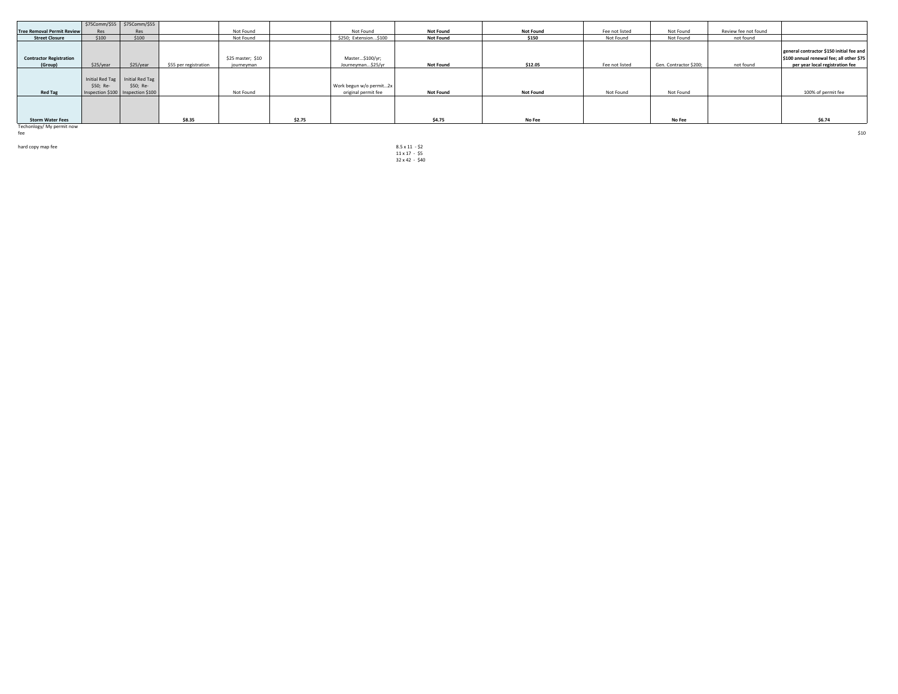| | | | | | | | | | | | | |
|---|---|---|---|---|---|---|---|---|---|---|---|---|
| **Tree Removal Permit Review** | $75Comm/$55 Res | $75Comm/$55 Res | | Not Found | | Not Found | **Not Found** | **Not Found** | Fee not listed | Not Found | Review fee not found | |
| **Street Closure** | $100 | $100 | | Not Found | | $250; Extension...$100 | **Not Found** | **$150** | Not Found | Not Found | not found | |
| **Contractor Registration (Group)** | $25/year | $25/year | $55 per registration | $25 master; $10 journeyman | | Master...$100/yr; Journeyman...$25/yr | **Not Found** | **$12.05** | Fee not listed | Gen. Contractor $200; | not found | **general contractor $150 initial fee and $100 annual renewal fee; all other $75 per year local registration fee** |
| **Red Tag** | Initial Red Tag $50; Re-Inspection $100 | Initial Red Tag $50; Re-Inspection $100 | | Not Found | | Work begun w/o permit...2x original permit fee | **Not Found** | **Not Found** | Not Found | Not Found | | 100% of permit fee |
| **Storm Water Fees** | | | **$8.35** | | **$2.75** | | **$4.75** | **No Fee** | | **No Fee** | | **$6.74** |
| Techonlogy/ My permit now fee | | | | | | | | | | | | $10 |
| hard copy map fee | | | | | | | 8.5 x 11 - $2<br>11 x 17 - $5<br>32 x 42 - $40 | | | | | |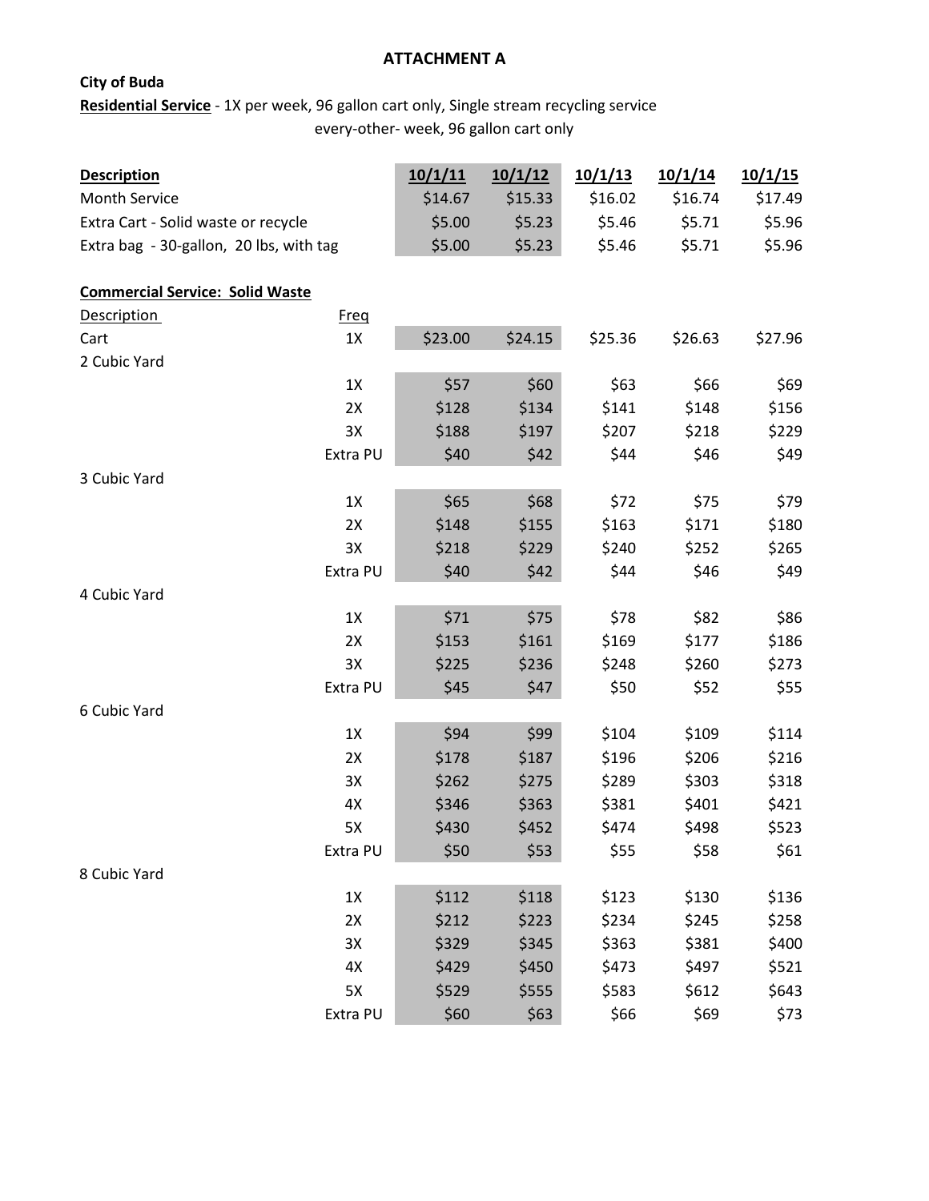## ATTACHMENT A

**City of Buda**

**Residential Service** - 1X per week, 96 gallon cart only, Single stream recycling service every-other- week, 96 gallon cart only

| **Description** | **10/1/11** | **10/1/12** | **10/1/13** | **10/1/14** | **10/1/15** |
|---|---|---|---|---|---|
| Month Service | $14.67 | $15.33 | $16.02 | $16.74 | $17.49 |
| Extra Cart - Solid waste or recycle | $5.00 | $5.23 | $5.46 | $5.71 | $5.96 |
| Extra bag - 30-gallon, 20 lbs, with tag | $5.00 | $5.23 | $5.46 | $5.71 | $5.96 |

**Commercial Service: Solid Waste**

| Description | Freq | 10/1/11 | 10/1/12 | 10/1/13 | 10/1/14 | 10/1/15 |
|---|---|---|---|---|---|---|
| Cart | 1X | $23.00 | $24.15 | $25.36 | $26.63 | $27.96 |
| 2 Cubic Yard | | | | | | |
| | 1X | $57 | $60 | $63 | $66 | $69 |
| | 2X | $128 | $134 | $141 | $148 | $156 |
| | 3X | $188 | $197 | $207 | $218 | $229 |
| | Extra PU | $40 | $42 | $44 | $46 | $49 |
| 3 Cubic Yard | | | | | | |
| | 1X | $65 | $68 | $72 | $75 | $79 |
| | 2X | $148 | $155 | $163 | $171 | $180 |
| | 3X | $218 | $229 | $240 | $252 | $265 |
| | Extra PU | $40 | $42 | $44 | $46 | $49 |
| 4 Cubic Yard | | | | | | |
| | 1X | $71 | $75 | $78 | $82 | $86 |
| | 2X | $153 | $161 | $169 | $177 | $186 |
| | 3X | $225 | $236 | $248 | $260 | $273 |
| | Extra PU | $45 | $47 | $50 | $52 | $55 |
| 6 Cubic Yard | | | | | | |
| | 1X | $94 | $99 | $104 | $109 | $114 |
| | 2X | $178 | $187 | $196 | $206 | $216 |
| | 3X | $262 | $275 | $289 | $303 | $318 |
| | 4X | $346 | $363 | $381 | $401 | $421 |
| | 5X | $430 | $452 | $474 | $498 | $523 |
| | Extra PU | $50 | $53 | $55 | $58 | $61 |
| 8 Cubic Yard | | | | | | |
| | 1X | $112 | $118 | $123 | $130 | $136 |
| | 2X | $212 | $223 | $234 | $245 | $258 |
| | 3X | $329 | $345 | $363 | $381 | $400 |
| | 4X | $429 | $450 | $473 | $497 | $521 |
| | 5X | $529 | $555 | $583 | $612 | $643 |
| | Extra PU | $60 | $63 | $66 | $69 | $73 |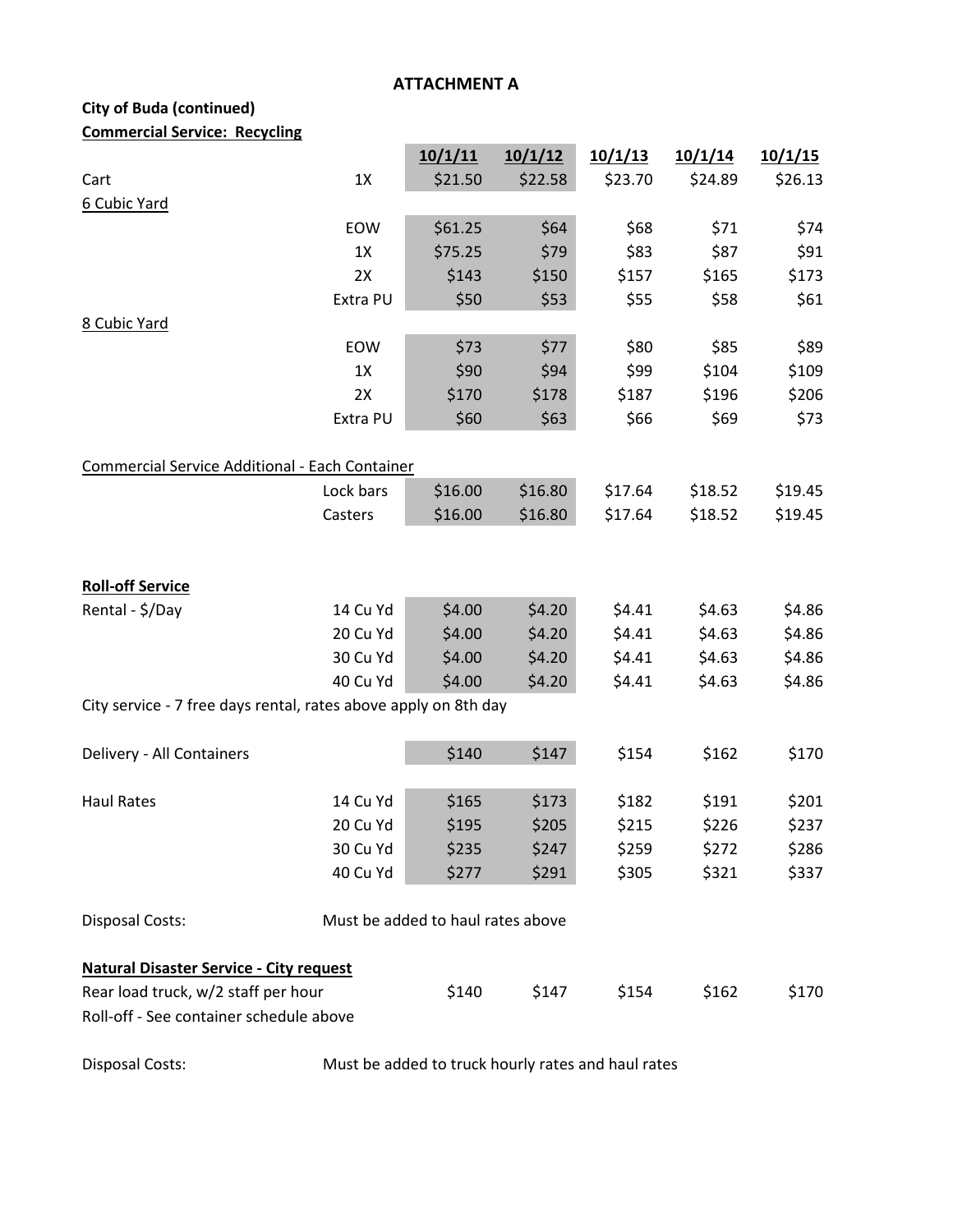## ATTACHMENT A

**City of Buda (continued)**

**Commercial Service: Recycling**

| | | 10/1/11 | 10/1/12 | 10/1/13 | 10/1/14 | 10/1/15 |
|---|---|---|---|---|---|---|
| Cart | 1X | $21.50 | $22.58 | $23.70 | $24.89 | $26.13 |
| 6 Cubic Yard | | | | | | |
| | EOW | $61.25 | $64 | $68 | $71 | $74 |
| | 1X | $75.25 | $79 | $83 | $87 | $91 |
| | 2X | $143 | $150 | $157 | $165 | $173 |
| | Extra PU | $50 | $53 | $55 | $58 | $61 |
| 8 Cubic Yard | | | | | | |
| | EOW | $73 | $77 | $80 | $85 | $89 |
| | 1X | $90 | $94 | $99 | $104 | $109 |
| | 2X | $170 | $178 | $187 | $196 | $206 |
| | Extra PU | $60 | $63 | $66 | $69 | $73 |
| Commercial Service Additional - Each Container | | | | | | |
| | Lock bars | $16.00 | $16.80 | $17.64 | $18.52 | $19.45 |
| | Casters | $16.00 | $16.80 | $17.64 | $18.52 | $19.45 |

**Roll-off Service**

| | | | | | | |
|---|---|---|---|---|---|---|
| Rental - $/Day | 14 Cu Yd | $4.00 | $4.20 | $4.41 | $4.63 | $4.86 |
| | 20 Cu Yd | $4.00 | $4.20 | $4.41 | $4.63 | $4.86 |
| | 30 Cu Yd | $4.00 | $4.20 | $4.41 | $4.63 | $4.86 |
| | 40 Cu Yd | $4.00 | $4.20 | $4.41 | $4.63 | $4.86 |

City service - 7 free days rental, rates above apply on 8th day

| | | | | | | |
|---|---|---|---|---|---|---|
| Delivery - All Containers | | $140 | $147 | $154 | $162 | $170 |
| Haul Rates | 14 Cu Yd | $165 | $173 | $182 | $191 | $201 |
| | 20 Cu Yd | $195 | $205 | $215 | $226 | $237 |
| | 30 Cu Yd | $235 | $247 | $259 | $272 | $286 |
| | 40 Cu Yd | $277 | $291 | $305 | $321 | $337 |

Disposal Costs: Must be added to haul rates above

**Natural Disaster Service - City request**

| | | | | | |
|---|---|---|---|---|---|
| Rear load truck, w/2 staff per hour | $140 | $147 | $154 | $162 | $170 |

Roll-off - See container schedule above

Disposal Costs: Must be added to truck hourly rates and haul rates